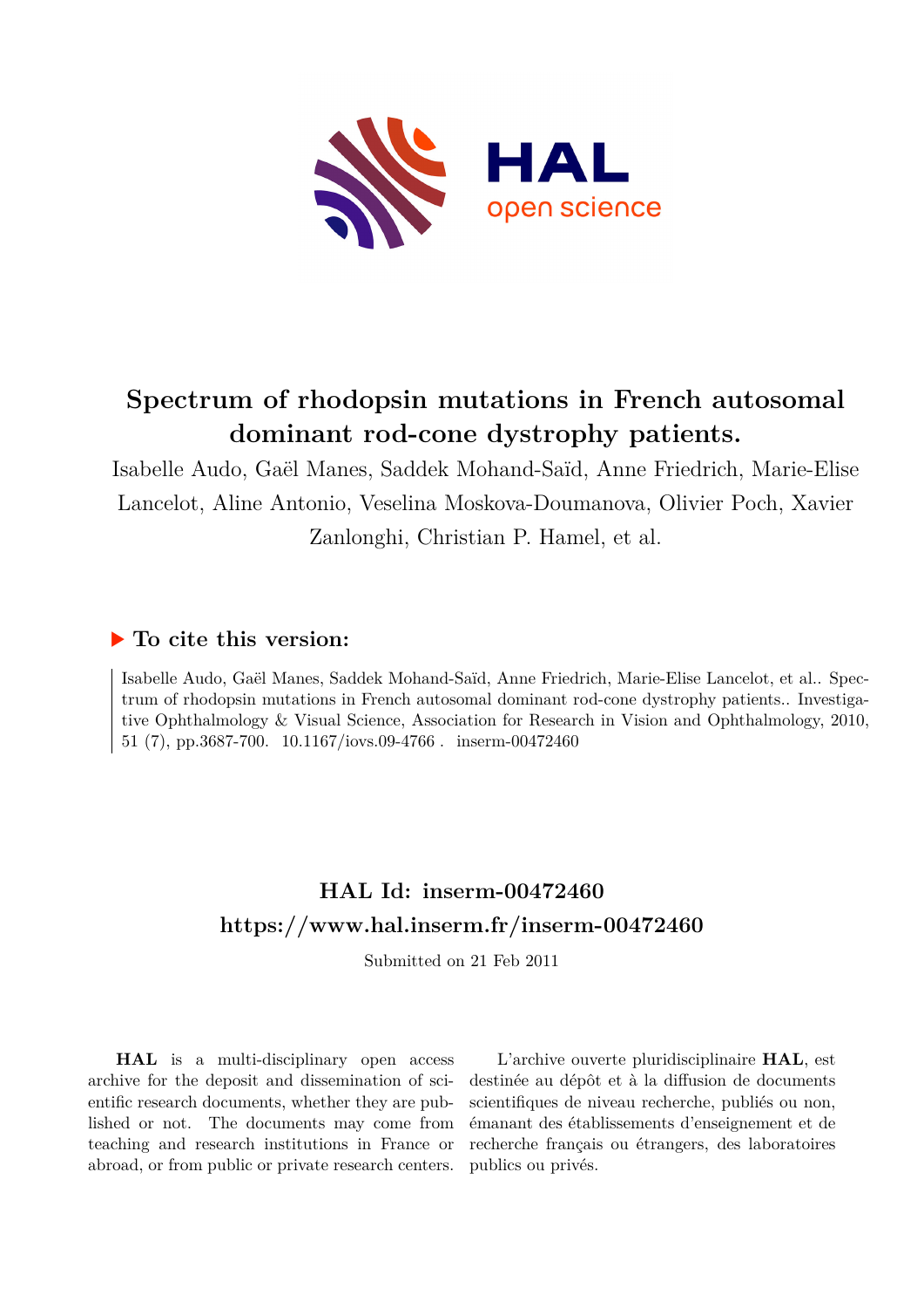# Spectrum of rhodopsin mutations in French autosomal dominant rod-cone dystrophy patients.

Isabelle Audo, Gaël Manes, Saddek Mohand-Saïd, Anne Friedrich, Marie-Elise Lancelot, Aline Antonio, Veselina Moskova-Doumanova, Olivier Poch, Xavier Zanlonghi, Christian P. Hamel, et al.

## ▶ To cite this version:

Isabelle Audo, Gaël Manes, Saddek Mohand-Saïd, Anne Friedrich, Marie-Elise Lancelot, et al.. Spectrum of rhodopsin mutations in French autosomal dominant rod-cone dystrophy patients.. Investigative Ophthalmology & Visual Science, Association for Research in Vision and Ophthalmology, 2010, 51 (7), pp.3687-700. 10.1167/iovs.09-4766 . inserm-00472460

## HAL Id: inserm-00472460
## https://www.hal.inserm.fr/inserm-00472460

Submitted on 21 Feb 2011

**HAL** is a multi-disciplinary open access archive for the deposit and dissemination of scientific research documents, whether they are published or not. The documents may come from teaching and research institutions in France or abroad, or from public or private research centers.

L'archive ouverte pluridisciplinaire **HAL**, est destinée au dépôt et à la diffusion de documents scientifiques de niveau recherche, publiés ou non, émanant des établissements d'enseignement et de recherche français ou étrangers, des laboratoires publics ou privés.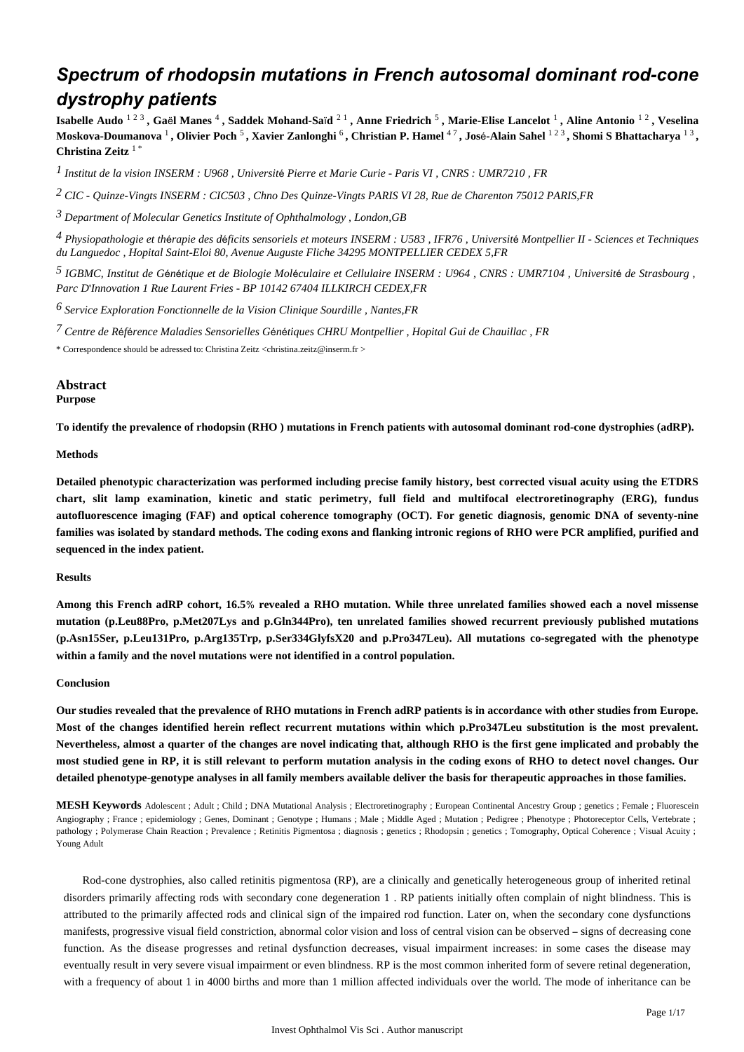# Spectrum of rhodopsin mutations in French autosomal dominant rod-cone dystrophy patients

**Isabelle Audo** [1 2 3] **, Gaël Manes** [4] **, Saddek Mohand-Saïd** [2 1] **, Anne Friedrich** [5] **, Marie-Elise Lancelot** [1] **, Aline Antonio** [1 2] **, Veselina Moskova-Doumanova** [1] **, Olivier Poch** [5] **, Xavier Zanlonghi** [6] **, Christian P. Hamel** [4 7] **, José-Alain Sahel** [1 2 3] **, Shomi S Bhattacharya** [1 3] **, Christina Zeitz** [1 *]

[1] *Institut de la vision INSERM : U968 , Université Pierre et Marie Curie - Paris VI , CNRS : UMR7210 , FR*

[2] *CIC - Quinze-Vingts INSERM : CIC503 , Chno Des Quinze-Vingts PARIS VI 28, Rue de Charenton 75012 PARIS,FR*

[3] *Department of Molecular Genetics Institute of Ophthalmology , London,GB*

[4] *Physiopathologie et thérapie des déficits sensoriels et moteurs INSERM : U583 , IFR76 , Université Montpellier II - Sciences et Techniques du Languedoc , Hopital Saint-Eloi 80, Avenue Auguste Fliche 34295 MONTPELLIER CEDEX 5,FR*

[5] *IGBMC, Institut de Génétique et de Biologie Moléculaire et Cellulaire INSERM : U964 , CNRS : UMR7104 , Université de Strasbourg , Parc D'Innovation 1 Rue Laurent Fries - BP 10142 67404 ILLKIRCH CEDEX,FR*

[6] *Service Exploration Fonctionnelle de la Vision Clinique Sourdille , Nantes,FR*

[7] *Centre de Référence Maladies Sensorielles Génétiques CHRU Montpellier , Hopital Gui de Chauillac , FR*

\* Correspondence should be adressed to: Christina Zeitz <christina.zeitz@inserm.fr >

## Abstract

**Purpose**

**To identify the prevalence of rhodopsin (RHO ) mutations in French patients with autosomal dominant rod-cone dystrophies (adRP).**

**Methods**

**Detailed phenotypic characterization was performed including precise family history, best corrected visual acuity using the ETDRS chart, slit lamp examination, kinetic and static perimetry, full field and multifocal electroretinography (ERG), fundus autofluorescence imaging (FAF) and optical coherence tomography (OCT). For genetic diagnosis, genomic DNA of seventy-nine families was isolated by standard methods. The coding exons and flanking intronic regions of RHO were PCR amplified, purified and sequenced in the index patient.**

**Results**

**Among this French adRP cohort, 16.5% revealed a RHO mutation. While three unrelated families showed each a novel missense mutation (p.Leu88Pro, p.Met207Lys and p.Gln344Pro), ten unrelated families showed recurrent previously published mutations (p.Asn15Ser, p.Leu131Pro, p.Arg135Trp, p.Ser334GlyfsX20 and p.Pro347Leu). All mutations co-segregated with the phenotype within a family and the novel mutations were not identified in a control population.**

**Conclusion**

**Our studies revealed that the prevalence of RHO mutations in French adRP patients is in accordance with other studies from Europe. Most of the changes identified herein reflect recurrent mutations within which p.Pro347Leu substitution is the most prevalent. Nevertheless, almost a quarter of the changes are novel indicating that, although RHO is the first gene implicated and probably the most studied gene in RP, it is still relevant to perform mutation analysis in the coding exons of RHO to detect novel changes. Our detailed phenotype-genotype analyses in all family members available deliver the basis for therapeutic approaches in those families.**

**MESH Keywords** Adolescent ; Adult ; Child ; DNA Mutational Analysis ; Electroretinography ; European Continental Ancestry Group ; genetics ; Female ; Fluorescein Angiography ; France ; epidemiology ; Genes, Dominant ; Genotype ; Humans ; Male ; Middle Aged ; Mutation ; Pedigree ; Phenotype ; Photoreceptor Cells, Vertebrate ; pathology ; Polymerase Chain Reaction ; Prevalence ; Retinitis Pigmentosa ; diagnosis ; genetics ; Rhodopsin ; genetics ; Tomography, Optical Coherence ; Visual Acuity ; Young Adult

Rod-cone dystrophies, also called retinitis pigmentosa (RP), are a clinically and genetically heterogeneous group of inherited retinal disorders primarily affecting rods with secondary cone degeneration 1 . RP patients initially often complain of night blindness. This is attributed to the primarily affected rods and clinical sign of the impaired rod function. Later on, when the secondary cone dysfunctions manifests, progressive visual field constriction, abnormal color vision and loss of central vision can be observed – signs of decreasing cone function. As the disease progresses and retinal dysfunction decreases, visual impairment increases: in some cases the disease may eventually result in very severe visual impairment or even blindness. RP is the most common inherited form of severe retinal degeneration, with a frequency of about 1 in 4000 births and more than 1 million affected individuals over the world. The mode of inheritance can be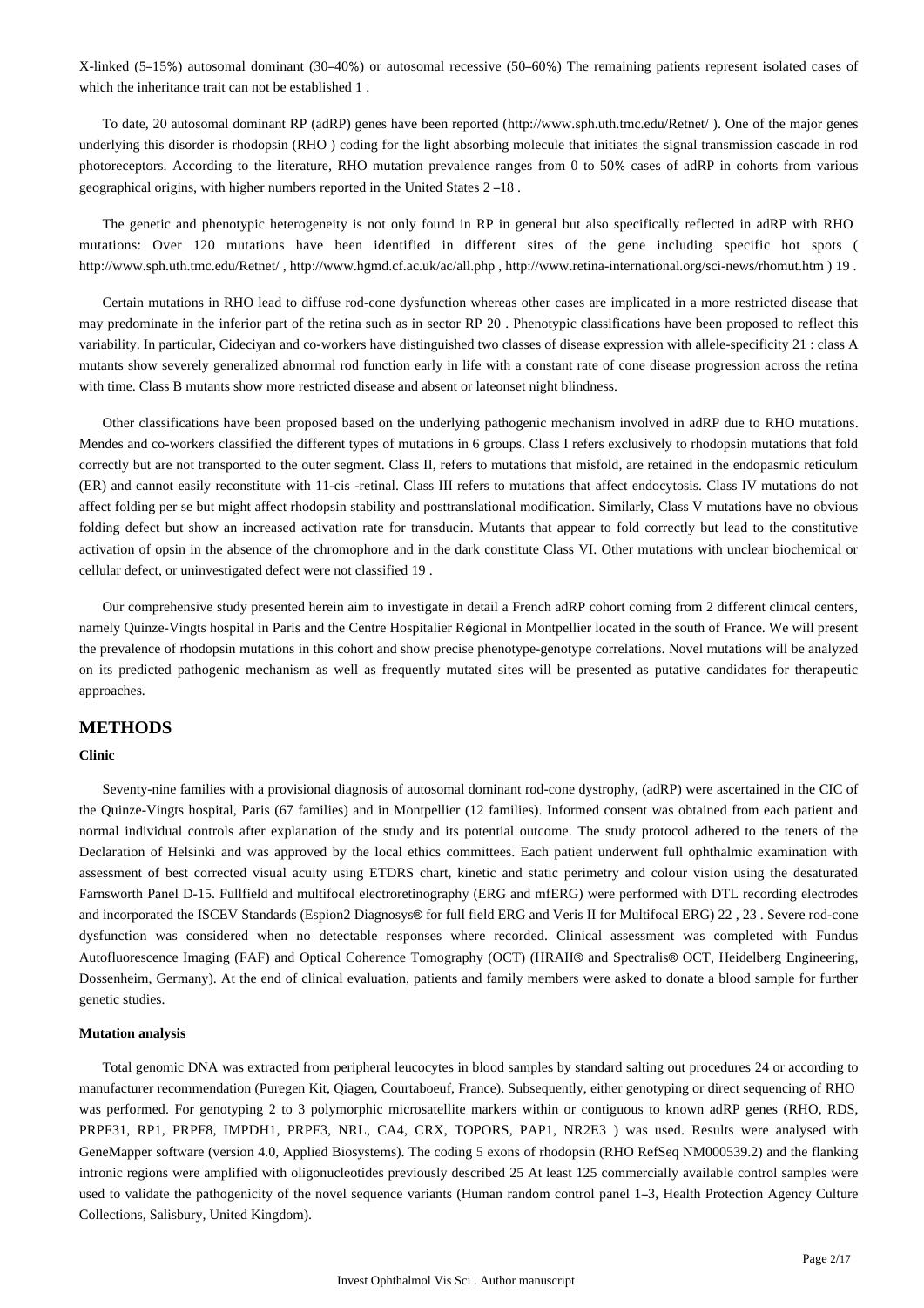X-linked (5–15%) autosomal dominant (30–40%) or autosomal recessive (50–60%) The remaining patients represent isolated cases of which the inheritance trait can not be established 1 .

To date, 20 autosomal dominant RP (adRP) genes have been reported (http://www.sph.uth.tmc.edu/Retnet/ ). One of the major genes underlying this disorder is rhodopsin (RHO ) coding for the light absorbing molecule that initiates the signal transmission cascade in rod photoreceptors. According to the literature, RHO mutation prevalence ranges from 0 to 50% cases of adRP in cohorts from various geographical origins, with higher numbers reported in the United States 2 –18 .

The genetic and phenotypic heterogeneity is not only found in RP in general but also specifically reflected in adRP with RHO mutations: Over 120 mutations have been identified in different sites of the gene including specific hot spots ( http://www.sph.uth.tmc.edu/Retnet/ , http://www.hgmd.cf.ac.uk/ac/all.php , http://www.retina-international.org/sci-news/rhomut.htm ) 19 .

Certain mutations in RHO lead to diffuse rod-cone dysfunction whereas other cases are implicated in a more restricted disease that may predominate in the inferior part of the retina such as in sector RP 20 . Phenotypic classifications have been proposed to reflect this variability. In particular, Cideciyan and co-workers have distinguished two classes of disease expression with allele-specificity 21 : class A mutants show severely generalized abnormal rod function early in life with a constant rate of cone disease progression across the retina with time. Class B mutants show more restricted disease and absent or lateonset night blindness.

Other classifications have been proposed based on the underlying pathogenic mechanism involved in adRP due to RHO mutations. Mendes and co-workers classified the different types of mutations in 6 groups. Class I refers exclusively to rhodopsin mutations that fold correctly but are not transported to the outer segment. Class II, refers to mutations that misfold, are retained in the endopasmic reticulum (ER) and cannot easily reconstitute with 11-cis -retinal. Class III refers to mutations that affect endocytosis. Class IV mutations do not affect folding per se but might affect rhodopsin stability and posttranslational modification. Similarly, Class V mutations have no obvious folding defect but show an increased activation rate for transducin. Mutants that appear to fold correctly but lead to the constitutive activation of opsin in the absence of the chromophore and in the dark constitute Class VI. Other mutations with unclear biochemical or cellular defect, or uninvestigated defect were not classified 19 .

Our comprehensive study presented herein aim to investigate in detail a French adRP cohort coming from 2 different clinical centers, namely Quinze-Vingts hospital in Paris and the Centre Hospitalier Régional in Montpellier located in the south of France. We will present the prevalence of rhodopsin mutations in this cohort and show precise phenotype-genotype correlations. Novel mutations will be analyzed on its predicted pathogenic mechanism as well as frequently mutated sites will be presented as putative candidates for therapeutic approaches.

## METHODS

### Clinic

Seventy-nine families with a provisional diagnosis of autosomal dominant rod-cone dystrophy, (adRP) were ascertained in the CIC of the Quinze-Vingts hospital, Paris (67 families) and in Montpellier (12 families). Informed consent was obtained from each patient and normal individual controls after explanation of the study and its potential outcome. The study protocol adhered to the tenets of the Declaration of Helsinki and was approved by the local ethics committees. Each patient underwent full ophthalmic examination with assessment of best corrected visual acuity using ETDRS chart, kinetic and static perimetry and colour vision using the desaturated Farnsworth Panel D-15. Fullfield and multifocal electroretinography (ERG and mfERG) were performed with DTL recording electrodes and incorporated the ISCEV Standards (Espion2 Diagnosys® for full field ERG and Veris II for Multifocal ERG) 22 , 23 . Severe rod-cone dysfunction was considered when no detectable responses where recorded. Clinical assessment was completed with Fundus Autofluorescence Imaging (FAF) and Optical Coherence Tomography (OCT) (HRAII® and Spectralis® OCT, Heidelberg Engineering, Dossenheim, Germany). At the end of clinical evaluation, patients and family members were asked to donate a blood sample for further genetic studies.

### Mutation analysis

Total genomic DNA was extracted from peripheral leucocytes in blood samples by standard salting out procedures 24 or according to manufacturer recommendation (Puregen Kit, Qiagen, Courtaboeuf, France). Subsequently, either genotyping or direct sequencing of RHO was performed. For genotyping 2 to 3 polymorphic microsatellite markers within or contiguous to known adRP genes (RHO, RDS, PRPF31, RP1, PRPF8, IMPDH1, PRPF3, NRL, CA4, CRX, TOPORS, PAP1, NR2E3 ) was used. Results were analysed with GeneMapper software (version 4.0, Applied Biosystems). The coding 5 exons of rhodopsin (RHO RefSeq NM000539.2) and the flanking intronic regions were amplified with oligonucleotides previously described 25 At least 125 commercially available control samples were used to validate the pathogenicity of the novel sequence variants (Human random control panel 1–3, Health Protection Agency Culture Collections, Salisbury, United Kingdom).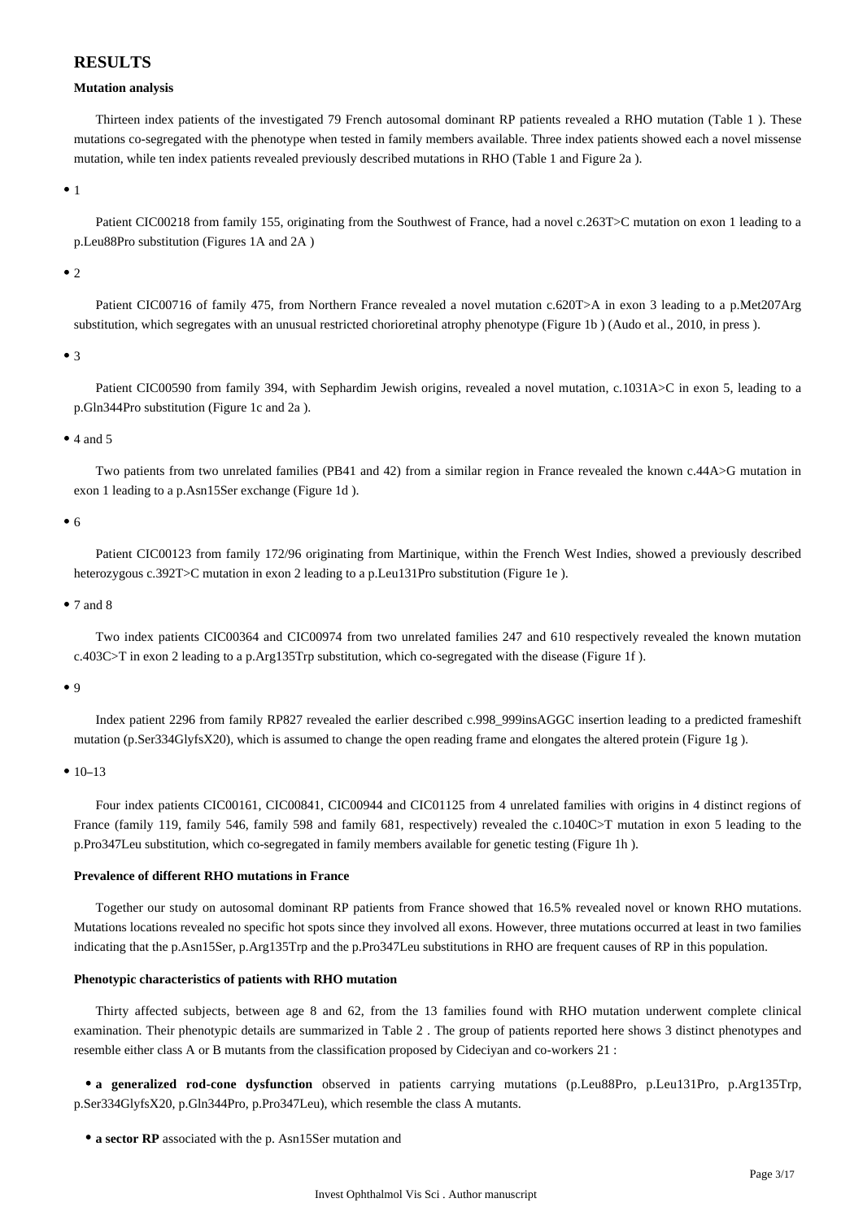## RESULTS

### Mutation analysis

Thirteen index patients of the investigated 79 French autosomal dominant RP patients revealed a RHO mutation (Table 1 ). These mutations co-segregated with the phenotype when tested in family members available. Three index patients showed each a novel missense mutation, while ten index patients revealed previously described mutations in RHO (Table 1 and Figure 2a ).

- 1

Patient CIC00218 from family 155, originating from the Southwest of France, had a novel c.263T>C mutation on exon 1 leading to a p.Leu88Pro substitution (Figures 1A and 2A )

- 2

Patient CIC00716 of family 475, from Northern France revealed a novel mutation c.620T>A in exon 3 leading to a p.Met207Arg substitution, which segregates with an unusual restricted chorioretinal atrophy phenotype (Figure 1b ) (Audo et al., 2010, in press ).

- 3

Patient CIC00590 from family 394, with Sephardim Jewish origins, revealed a novel mutation, c.1031A>C in exon 5, leading to a p.Gln344Pro substitution (Figure 1c and 2a ).

- 4 and 5

Two patients from two unrelated families (PB41 and 42) from a similar region in France revealed the known c.44A>G mutation in exon 1 leading to a p.Asn15Ser exchange (Figure 1d ).

- 6

Patient CIC00123 from family 172/96 originating from Martinique, within the French West Indies, showed a previously described heterozygous c.392T>C mutation in exon 2 leading to a p.Leu131Pro substitution (Figure 1e ).

- 7 and 8

Two index patients CIC00364 and CIC00974 from two unrelated families 247 and 610 respectively revealed the known mutation c.403C>T in exon 2 leading to a p.Arg135Trp substitution, which co-segregated with the disease (Figure 1f ).

- 9

Index patient 2296 from family RP827 revealed the earlier described c.998_999insAGGC insertion leading to a predicted frameshift mutation (p.Ser334GlyfsX20), which is assumed to change the open reading frame and elongates the altered protein (Figure 1g ).

- 10–13

Four index patients CIC00161, CIC00841, CIC00944 and CIC01125 from 4 unrelated families with origins in 4 distinct regions of France (family 119, family 546, family 598 and family 681, respectively) revealed the c.1040C>T mutation in exon 5 leading to the p.Pro347Leu substitution, which co-segregated in family members available for genetic testing (Figure 1h ).

### Prevalence of different RHO mutations in France

Together our study on autosomal dominant RP patients from France showed that 16.5% revealed novel or known RHO mutations. Mutations locations revealed no specific hot spots since they involved all exons. However, three mutations occurred at least in two families indicating that the p.Asn15Ser, p.Arg135Trp and the p.Pro347Leu substitutions in RHO are frequent causes of RP in this population.

### Phenotypic characteristics of patients with RHO mutation

Thirty affected subjects, between age 8 and 62, from the 13 families found with RHO mutation underwent complete clinical examination. Their phenotypic details are summarized in Table 2 . The group of patients reported here shows 3 distinct phenotypes and resemble either class A or B mutants from the classification proposed by Cideciyan and co-workers 21 :

- **a generalized rod-cone dysfunction** observed in patients carrying mutations (p.Leu88Pro, p.Leu131Pro, p.Arg135Trp, p.Ser334GlyfsX20, p.Gln344Pro, p.Pro347Leu), which resemble the class A mutants.
- **a sector RP** associated with the p. Asn15Ser mutation and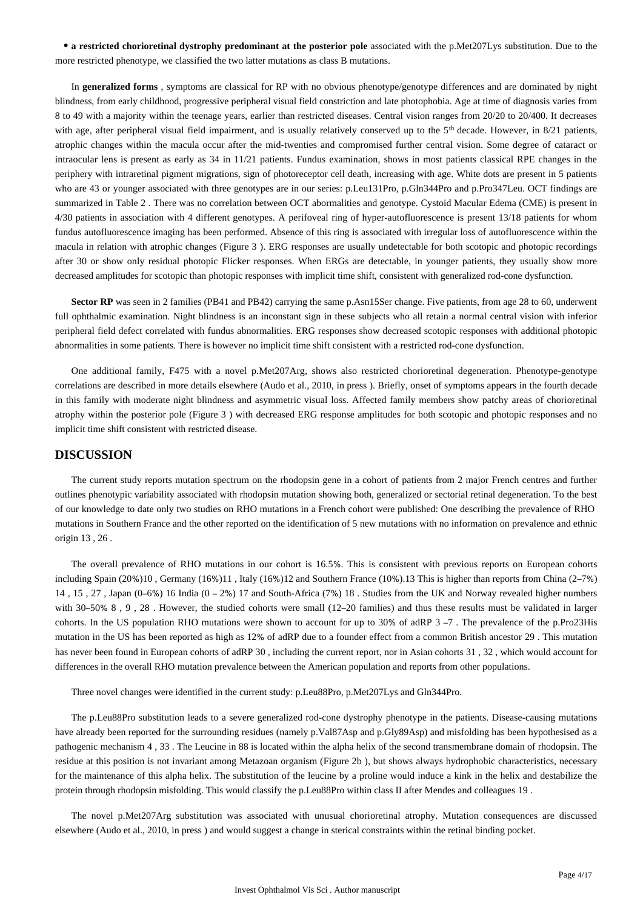- **a restricted chorioretinal dystrophy predominant at the posterior pole** associated with the p.Met207Lys substitution. Due to the more restricted phenotype, we classified the two latter mutations as class B mutations.

In **generalized forms** , symptoms are classical for RP with no obvious phenotype/genotype differences and are dominated by night blindness, from early childhood, progressive peripheral visual field constriction and late photophobia. Age at time of diagnosis varies from 8 to 49 with a majority within the teenage years, earlier than restricted diseases. Central vision ranges from 20/20 to 20/400. It decreases with age, after peripheral visual field impairment, and is usually relatively conserved up to the 5th decade. However, in 8/21 patients, atrophic changes within the macula occur after the mid-twenties and compromised further central vision. Some degree of cataract or intraocular lens is present as early as 34 in 11/21 patients. Fundus examination, shows in most patients classical RPE changes in the periphery with intraretinal pigment migrations, sign of photoreceptor cell death, increasing with age. White dots are present in 5 patients who are 43 or younger associated with three genotypes are in our series: p.Leu131Pro, p.Gln344Pro and p.Pro347Leu. OCT findings are summarized in Table 2 . There was no correlation between OCT abormalities and genotype. Cystoid Macular Edema (CME) is present in 4/30 patients in association with 4 different genotypes. A perifoveal ring of hyper-autofluorescence is present 13/18 patients for whom fundus autofluorescence imaging has been performed. Absence of this ring is associated with irregular loss of autofluorescence within the macula in relation with atrophic changes (Figure 3 ). ERG responses are usually undetectable for both scotopic and photopic recordings after 30 or show only residual photopic Flicker responses. When ERGs are detectable, in younger patients, they usually show more decreased amplitudes for scotopic than photopic responses with implicit time shift, consistent with generalized rod-cone dysfunction.

**Sector RP** was seen in 2 families (PB41 and PB42) carrying the same p.Asn15Ser change. Five patients, from age 28 to 60, underwent full ophthalmic examination. Night blindness is an inconstant sign in these subjects who all retain a normal central vision with inferior peripheral field defect correlated with fundus abnormalities. ERG responses show decreased scotopic responses with additional photopic abnormalities in some patients. There is however no implicit time shift consistent with a restricted rod-cone dysfunction.

One additional family, F475 with a novel p.Met207Arg, shows also restricted chorioretinal degeneration. Phenotype-genotype correlations are described in more details elsewhere (Audo et al., 2010, in press ). Briefly, onset of symptoms appears in the fourth decade in this family with moderate night blindness and asymmetric visual loss. Affected family members show patchy areas of chorioretinal atrophy within the posterior pole (Figure 3 ) with decreased ERG response amplitudes for both scotopic and photopic responses and no implicit time shift consistent with restricted disease.

## DISCUSSION

The current study reports mutation spectrum on the rhodopsin gene in a cohort of patients from 2 major French centres and further outlines phenotypic variability associated with rhodopsin mutation showing both, generalized or sectorial retinal degeneration. To the best of our knowledge to date only two studies on RHO mutations in a French cohort were published: One describing the prevalence of RHO mutations in Southern France and the other reported on the identification of 5 new mutations with no information on prevalence and ethnic origin 13 , 26 .

The overall prevalence of RHO mutations in our cohort is 16.5%. This is consistent with previous reports on European cohorts including Spain (20%)10 , Germany (16%)11 , Italy (16%)12 and Southern France (10%).13 This is higher than reports from China (2–7%) 14 , 15 , 27 , Japan (0–6%) 16 India (0 – 2%) 17 and South-Africa (7%) 18 . Studies from the UK and Norway revealed higher numbers with 30–50% 8 , 9 , 28 . However, the studied cohorts were small (12–20 families) and thus these results must be validated in larger cohorts. In the US population RHO mutations were shown to account for up to 30% of adRP 3 –7 . The prevalence of the p.Pro23His mutation in the US has been reported as high as 12% of adRP due to a founder effect from a common British ancestor 29 . This mutation has never been found in European cohorts of adRP 30 , including the current report, nor in Asian cohorts 31 , 32 , which would account for differences in the overall RHO mutation prevalence between the American population and reports from other populations.

Three novel changes were identified in the current study: p.Leu88Pro, p.Met207Lys and Gln344Pro.

The p.Leu88Pro substitution leads to a severe generalized rod-cone dystrophy phenotype in the patients. Disease-causing mutations have already been reported for the surrounding residues (namely p.Val87Asp and p.Gly89Asp) and misfolding has been hypothesised as a pathogenic mechanism 4 , 33 . The Leucine in 88 is located within the alpha helix of the second transmembrane domain of rhodopsin. The residue at this position is not invariant among Metazoan organism (Figure 2b ), but shows always hydrophobic characteristics, necessary for the maintenance of this alpha helix. The substitution of the leucine by a proline would induce a kink in the helix and destabilize the protein through rhodopsin misfolding. This would classify the p.Leu88Pro within class II after Mendes and colleagues 19 .

The novel p.Met207Arg substitution was associated with unusual chorioretinal atrophy. Mutation consequences are discussed elsewhere (Audo et al., 2010, in press ) and would suggest a change in sterical constraints within the retinal binding pocket.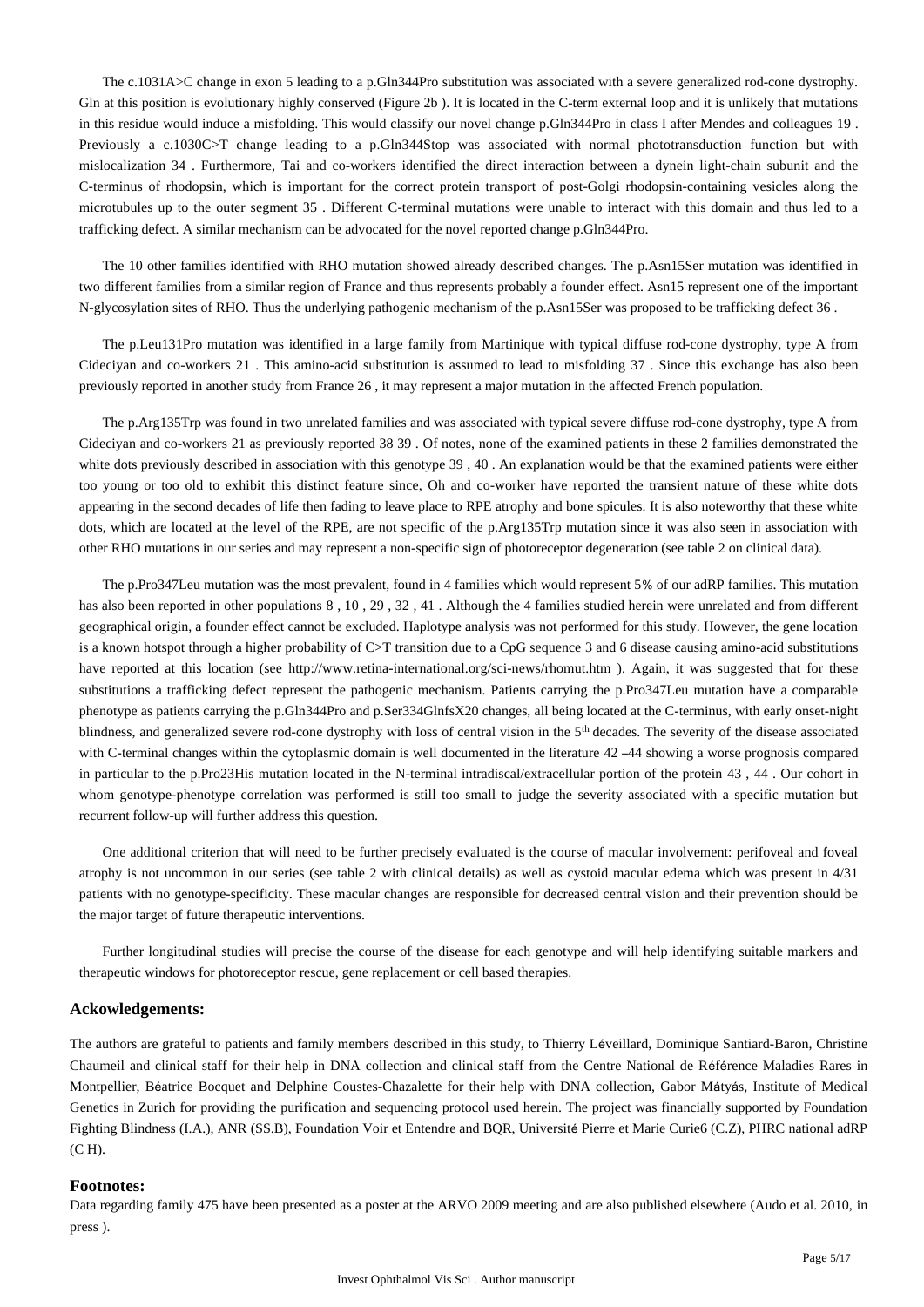The c.1031A>C change in exon 5 leading to a p.Gln344Pro substitution was associated with a severe generalized rod-cone dystrophy. Gln at this position is evolutionary highly conserved (Figure 2b ). It is located in the C-term external loop and it is unlikely that mutations in this residue would induce a misfolding. This would classify our novel change p.Gln344Pro in class I after Mendes and colleagues 19 . Previously a c.1030C>T change leading to a p.Gln344Stop was associated with normal phototransduction function but with mislocalization 34 . Furthermore, Tai and co-workers identified the direct interaction between a dynein light-chain subunit and the C-terminus of rhodopsin, which is important for the correct protein transport of post-Golgi rhodopsin-containing vesicles along the microtubules up to the outer segment 35 . Different C-terminal mutations were unable to interact with this domain and thus led to a trafficking defect. A similar mechanism can be advocated for the novel reported change p.Gln344Pro.

The 10 other families identified with RHO mutation showed already described changes. The p.Asn15Ser mutation was identified in two different families from a similar region of France and thus represents probably a founder effect. Asn15 represent one of the important N-glycosylation sites of RHO. Thus the underlying pathogenic mechanism of the p.Asn15Ser was proposed to be trafficking defect 36 .

The p.Leu131Pro mutation was identified in a large family from Martinique with typical diffuse rod-cone dystrophy, type A from Cideciyan and co-workers 21 . This amino-acid substitution is assumed to lead to misfolding 37 . Since this exchange has also been previously reported in another study from France 26 , it may represent a major mutation in the affected French population.

The p.Arg135Trp was found in two unrelated families and was associated with typical severe diffuse rod-cone dystrophy, type A from Cideciyan and co-workers 21 as previously reported 38 39 . Of notes, none of the examined patients in these 2 families demonstrated the white dots previously described in association with this genotype 39 , 40 . An explanation would be that the examined patients were either too young or too old to exhibit this distinct feature since, Oh and co-worker have reported the transient nature of these white dots appearing in the second decades of life then fading to leave place to RPE atrophy and bone spicules. It is also noteworthy that these white dots, which are located at the level of the RPE, are not specific of the p.Arg135Trp mutation since it was also seen in association with other RHO mutations in our series and may represent a non-specific sign of photoreceptor degeneration (see table 2 on clinical data).

The p.Pro347Leu mutation was the most prevalent, found in 4 families which would represent 5% of our adRP families. This mutation has also been reported in other populations 8 , 10 , 29 , 32 , 41 . Although the 4 families studied herein were unrelated and from different geographical origin, a founder effect cannot be excluded. Haplotype analysis was not performed for this study. However, the gene location is a known hotspot through a higher probability of C>T transition due to a CpG sequence 3 and 6 disease causing amino-acid substitutions have reported at this location (see http://www.retina-international.org/sci-news/rhomut.htm ). Again, it was suggested that for these substitutions a trafficking defect represent the pathogenic mechanism. Patients carrying the p.Pro347Leu mutation have a comparable phenotype as patients carrying the p.Gln344Pro and p.Ser334GlnfsX20 changes, all being located at the C-terminus, with early onset-night blindness, and generalized severe rod-cone dystrophy with loss of central vision in the 5th decades. The severity of the disease associated with C-terminal changes within the cytoplasmic domain is well documented in the literature 42 –44 showing a worse prognosis compared in particular to the p.Pro23His mutation located in the N-terminal intradiscal/extracellular portion of the protein 43 , 44 . Our cohort in whom genotype-phenotype correlation was performed is still too small to judge the severity associated with a specific mutation but recurrent follow-up will further address this question.

One additional criterion that will need to be further precisely evaluated is the course of macular involvement: perifoveal and foveal atrophy is not uncommon in our series (see table 2 with clinical details) as well as cystoid macular edema which was present in 4/31 patients with no genotype-specificity. These macular changes are responsible for decreased central vision and their prevention should be the major target of future therapeutic interventions.

Further longitudinal studies will precise the course of the disease for each genotype and will help identifying suitable markers and therapeutic windows for photoreceptor rescue, gene replacement or cell based therapies.

## Ackowledgements:

The authors are grateful to patients and family members described in this study, to Thierry Léveillard, Dominique Santiard-Baron, Christine Chaumeil and clinical staff for their help in DNA collection and clinical staff from the Centre National de Référence Maladies Rares in Montpellier, Béatrice Bocquet and Delphine Coustes-Chazalette for their help with DNA collection, Gabor Mátyás, Institute of Medical Genetics in Zurich for providing the purification and sequencing protocol used herein. The project was financially supported by Foundation Fighting Blindness (I.A.), ANR (SS.B), Foundation Voir et Entendre and BQR, Université Pierre et Marie Curie6 (C.Z), PHRC national adRP (C H).

## Footnotes:

Data regarding family 475 have been presented as a poster at the ARVO 2009 meeting and are also published elsewhere (Audo et al. 2010, in press ).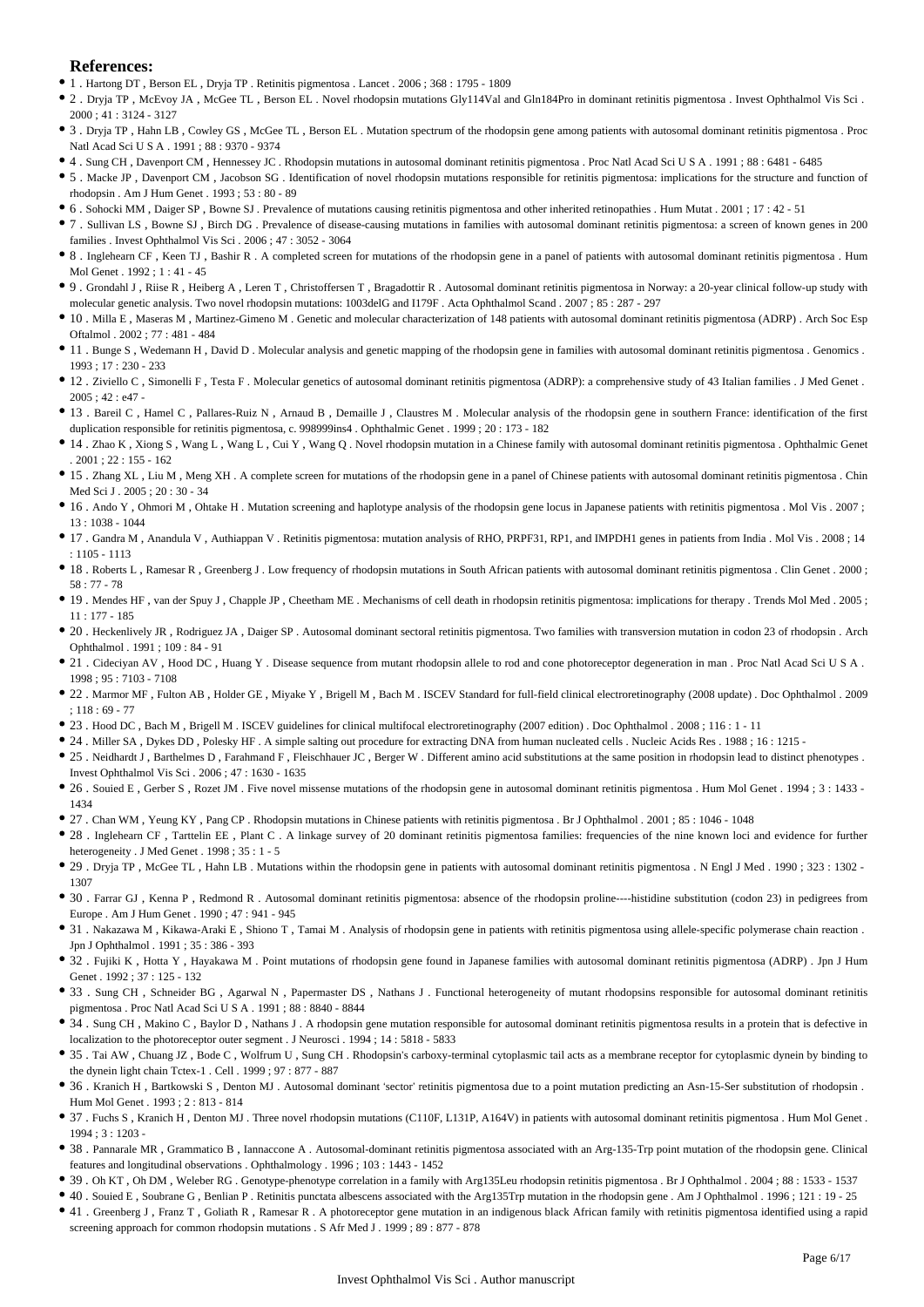**References:**

- 1 . Hartong DT , Berson EL , Dryja TP . Retinitis pigmentosa . Lancet . 2006 ; 368 : 1795 - 1809
- 2 . Dryja TP , McEvoy JA , McGee TL , Berson EL . Novel rhodopsin mutations Gly114Val and Gln184Pro in dominant retinitis pigmentosa . Invest Ophthalmol Vis Sci . 2000 ; 41 : 3124 - 3127
- 3 . Dryja TP , Hahn LB , Cowley GS , McGee TL , Berson EL . Mutation spectrum of the rhodopsin gene among patients with autosomal dominant retinitis pigmentosa . Proc Natl Acad Sci U S A . 1991 ; 88 : 9370 - 9374
- 4 . Sung CH , Davenport CM , Hennessey JC . Rhodopsin mutations in autosomal dominant retinitis pigmentosa . Proc Natl Acad Sci U S A . 1991 ; 88 : 6481 - 6485
- 5 . Macke JP , Davenport CM , Jacobson SG . Identification of novel rhodopsin mutations responsible for retinitis pigmentosa: implications for the structure and function of rhodopsin . Am J Hum Genet . 1993 ; 53 : 80 - 89
- 6 . Sohocki MM , Daiger SP , Bowne SJ . Prevalence of mutations causing retinitis pigmentosa and other inherited retinopathies . Hum Mutat . 2001 ; 17 : 42 - 51
- 7 . Sullivan LS , Bowne SJ , Birch DG . Prevalence of disease-causing mutations in families with autosomal dominant retinitis pigmentosa: a screen of known genes in 200 families . Invest Ophthalmol Vis Sci . 2006 ; 47 : 3052 - 3064
- 8 . Inglehearn CF , Keen TJ , Bashir R . A completed screen for mutations of the rhodopsin gene in a panel of patients with autosomal dominant retinitis pigmentosa . Hum Mol Genet . 1992 ; 1 : 41 - 45
- 9 . Grondahl J , Riise R , Heiberg A , Leren T , Christoffersen T , Bragadottir R . Autosomal dominant retinitis pigmentosa in Norway: a 20-year clinical follow-up study with molecular genetic analysis. Two novel rhodopsin mutations: 1003delG and I179F . Acta Ophthalmol Scand . 2007 ; 85 : 287 - 297
- 10 . Milla E , Maseras M , Martinez-Gimeno M . Genetic and molecular characterization of 148 patients with autosomal dominant retinitis pigmentosa (ADRP) . Arch Soc Esp Oftalmol . 2002 ; 77 : 481 - 484
- 11 . Bunge S , Wedemann H , David D . Molecular analysis and genetic mapping of the rhodopsin gene in families with autosomal dominant retinitis pigmentosa . Genomics . 1993 ; 17 : 230 - 233
- 12 . Ziviello C , Simonelli F , Testa F . Molecular genetics of autosomal dominant retinitis pigmentosa (ADRP): a comprehensive study of 43 Italian families . J Med Genet . 2005 ; 42 : e47 -
- 13 . Bareil C , Hamel C , Pallares-Ruiz N , Arnaud B , Demaille J , Claustres M . Molecular analysis of the rhodopsin gene in southern France: identification of the first duplication responsible for retinitis pigmentosa, c. 998999ins4 . Ophthalmic Genet . 1999 ; 20 : 173 - 182
- 14 . Zhao K , Xiong S , Wang L , Wang L , Cui Y , Wang Q . Novel rhodopsin mutation in a Chinese family with autosomal dominant retinitis pigmentosa . Ophthalmic Genet . 2001 ; 22 : 155 - 162
- 15 . Zhang XL , Liu M , Meng XH . A complete screen for mutations of the rhodopsin gene in a panel of Chinese patients with autosomal dominant retinitis pigmentosa . Chin Med Sci J . 2005 ; 20 : 30 - 34
- 16 . Ando Y , Ohmori M , Ohtake H . Mutation screening and haplotype analysis of the rhodopsin gene locus in Japanese patients with retinitis pigmentosa . Mol Vis . 2007 ; 13 : 1038 - 1044
- 17 . Gandra M , Anandula V , Authiappan V . Retinitis pigmentosa: mutation analysis of RHO, PRPF31, RP1, and IMPDH1 genes in patients from India . Mol Vis . 2008 ; 14 : 1105 - 1113
- 18 . Roberts L , Ramesar R , Greenberg J . Low frequency of rhodopsin mutations in South African patients with autosomal dominant retinitis pigmentosa . Clin Genet . 2000 ; 58 : 77 - 78
- 19 . Mendes HF , van der Spuy J , Chapple JP , Cheetham ME . Mechanisms of cell death in rhodopsin retinitis pigmentosa: implications for therapy . Trends Mol Med . 2005 ; 11 : 177 - 185
- 20 . Heckenlively JR , Rodriguez JA , Daiger SP . Autosomal dominant sectoral retinitis pigmentosa. Two families with transversion mutation in codon 23 of rhodopsin . Arch Ophthalmol . 1991 ; 109 : 84 - 91
- 21 . Cideciyan AV , Hood DC , Huang Y . Disease sequence from mutant rhodopsin allele to rod and cone photoreceptor degeneration in man . Proc Natl Acad Sci U S A . 1998 ; 95 : 7103 - 7108
- 22 . Marmor MF , Fulton AB , Holder GE , Miyake Y , Brigell M , Bach M . ISCEV Standard for full-field clinical electroretinography (2008 update) . Doc Ophthalmol . 2009 ; 118 : 69 - 77
- 23 . Hood DC , Bach M , Brigell M . ISCEV guidelines for clinical multifocal electroretinography (2007 edition) . Doc Ophthalmol . 2008 ; 116 : 1 - 11
- 24 . Miller SA , Dykes DD , Polesky HF . A simple salting out procedure for extracting DNA from human nucleated cells . Nucleic Acids Res . 1988 ; 16 : 1215 -
- 25 . Neidhardt J , Barthelmes D , Farahmand F , Fleischhauer JC , Berger W . Different amino acid substitutions at the same position in rhodopsin lead to distinct phenotypes . Invest Ophthalmol Vis Sci . 2006 ; 47 : 1630 - 1635
- 26 . Souied E , Gerber S , Rozet JM . Five novel missense mutations of the rhodopsin gene in autosomal dominant retinitis pigmentosa . Hum Mol Genet . 1994 ; 3 : 1433 - 1434
- 27 . Chan WM , Yeung KY , Pang CP . Rhodopsin mutations in Chinese patients with retinitis pigmentosa . Br J Ophthalmol . 2001 ; 85 : 1046 - 1048
- 28 . Inglehearn CF , Tarttelin EE , Plant C . A linkage survey of 20 dominant retinitis pigmentosa families: frequencies of the nine known loci and evidence for further heterogeneity . J Med Genet . 1998 ; 35 : 1 - 5
- 29 . Dryja TP , McGee TL , Hahn LB . Mutations within the rhodopsin gene in patients with autosomal dominant retinitis pigmentosa . N Engl J Med . 1990 ; 323 : 1302 - 1307
- 30 . Farrar GJ , Kenna P , Redmond R . Autosomal dominant retinitis pigmentosa: absence of the rhodopsin proline----histidine substitution (codon 23) in pedigrees from Europe . Am J Hum Genet . 1990 ; 47 : 941 - 945
- 31 . Nakazawa M , Kikawa-Araki E , Shiono T , Tamai M . Analysis of rhodopsin gene in patients with retinitis pigmentosa using allele-specific polymerase chain reaction . Jpn J Ophthalmol . 1991 ; 35 : 386 - 393
- 32 . Fujiki K , Hotta Y , Hayakawa M . Point mutations of rhodopsin gene found in Japanese families with autosomal dominant retinitis pigmentosa (ADRP) . Jpn J Hum Genet . 1992 ; 37 : 125 - 132
- 33 . Sung CH , Schneider BG , Agarwal N , Papermaster DS , Nathans J . Functional heterogeneity of mutant rhodopsins responsible for autosomal dominant retinitis pigmentosa . Proc Natl Acad Sci U S A . 1991 ; 88 : 8840 - 8844
- 34 . Sung CH , Makino C , Baylor D , Nathans J . A rhodopsin gene mutation responsible for autosomal dominant retinitis pigmentosa results in a protein that is defective in localization to the photoreceptor outer segment . J Neurosci . 1994 ; 14 : 5818 - 5833
- 35 . Tai AW , Chuang JZ , Bode C , Wolfrum U , Sung CH . Rhodopsin's carboxy-terminal cytoplasmic tail acts as a membrane receptor for cytoplasmic dynein by binding to the dynein light chain Tctex-1 . Cell . 1999 ; 97 : 877 - 887
- 36 . Kranich H , Bartkowski S , Denton MJ . Autosomal dominant 'sector' retinitis pigmentosa due to a point mutation predicting an Asn-15-Ser substitution of rhodopsin . Hum Mol Genet . 1993 ; 2 : 813 - 814
- 37 . Fuchs S , Kranich H , Denton MJ . Three novel rhodopsin mutations (C110F, L131P, A164V) in patients with autosomal dominant retinitis pigmentosa . Hum Mol Genet . 1994 ; 3 : 1203 -
- 38 . Pannarale MR , Grammatico B , Iannaccone A . Autosomal-dominant retinitis pigmentosa associated with an Arg-135-Trp point mutation of the rhodopsin gene. Clinical features and longitudinal observations . Ophthalmology . 1996 ; 103 : 1443 - 1452
- 39 . Oh KT , Oh DM , Weleber RG . Genotype-phenotype correlation in a family with Arg135Leu rhodopsin retinitis pigmentosa . Br J Ophthalmol . 2004 ; 88 : 1533 - 1537
- 40 . Souied E , Soubrane G , Benlian P . Retinitis punctata albescens associated with the Arg135Trp mutation in the rhodopsin gene . Am J Ophthalmol . 1996 ; 121 : 19 - 25
- 41 . Greenberg J , Franz T , Goliath R , Ramesar R . A photoreceptor gene mutation in an indigenous black African family with retinitis pigmentosa identified using a rapid screening approach for common rhodopsin mutations . S Afr Med J . 1999 ; 89 : 877 - 878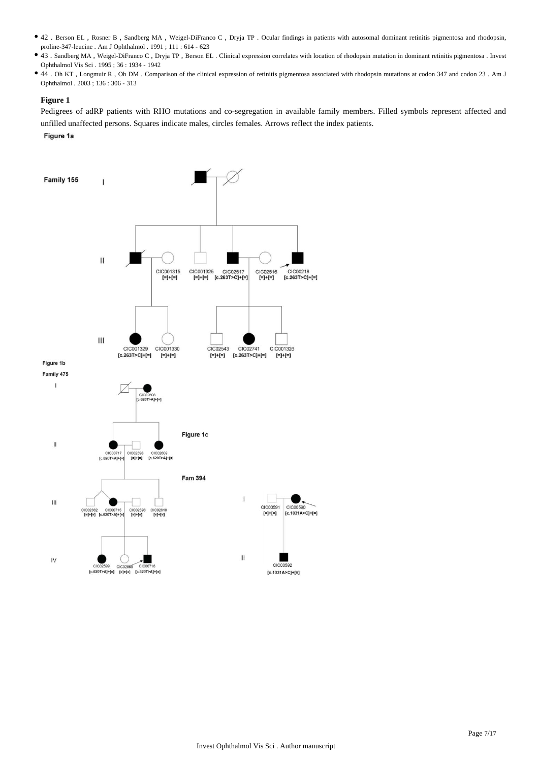- 42 . Berson EL , Rosner B , Sandberg MA , Weigel-DiFranco C , Dryja TP . Ocular findings in patients with autosomal dominant retinitis pigmentosa and rhodopsin, proline-347-leucine . Am J Ophthalmol . 1991 ; 111 : 614 - 623
- 43 . Sandberg MA , Weigel-DiFranco C , Dryja TP , Berson EL . Clinical expression correlates with location of rhodopsin mutation in dominant retinitis pigmentosa . Invest Ophthalmol Vis Sci . 1995 ; 36 : 1934 - 1942
- 44 . Oh KT , Longmuir R , Oh DM . Comparison of the clinical expression of retinitis pigmentosa associated with rhodopsin mutations at codon 347 and codon 23 . Am J Ophthalmol . 2003 ; 136 : 306 - 313

**Figure 1**

Pedigrees of adRP patients with RHO mutations and co-segregation in available family members. Filled symbols represent affected and unfilled unaffected persons. Squares indicate males, circles females. Arrows reflect the index patients.

Figure 1a

Family 155

Figure 1b

Family 475

Figure 1c

Fam 394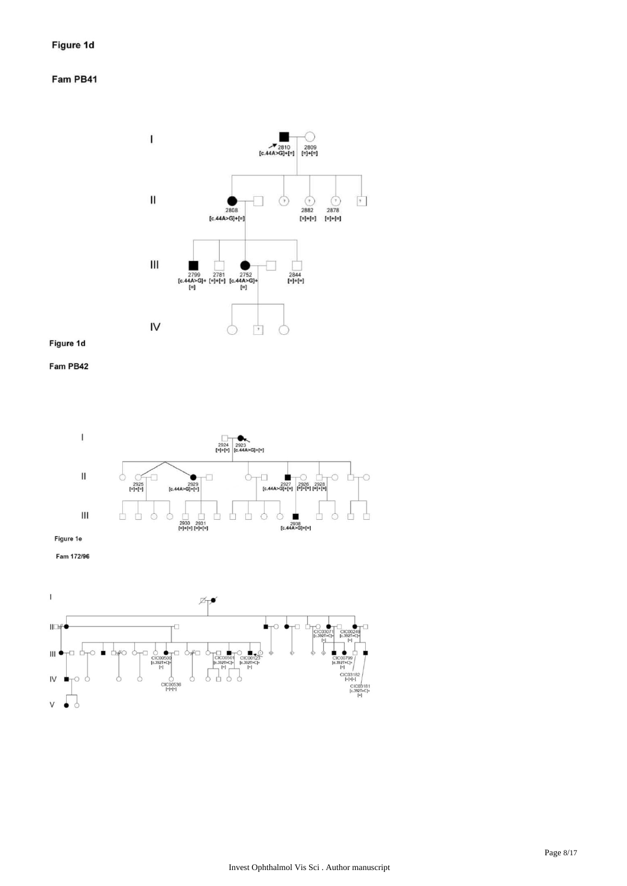Figure 1d

Fam PB41

Figure 1d

Fam PB42

Figure 1e

Fam 172/96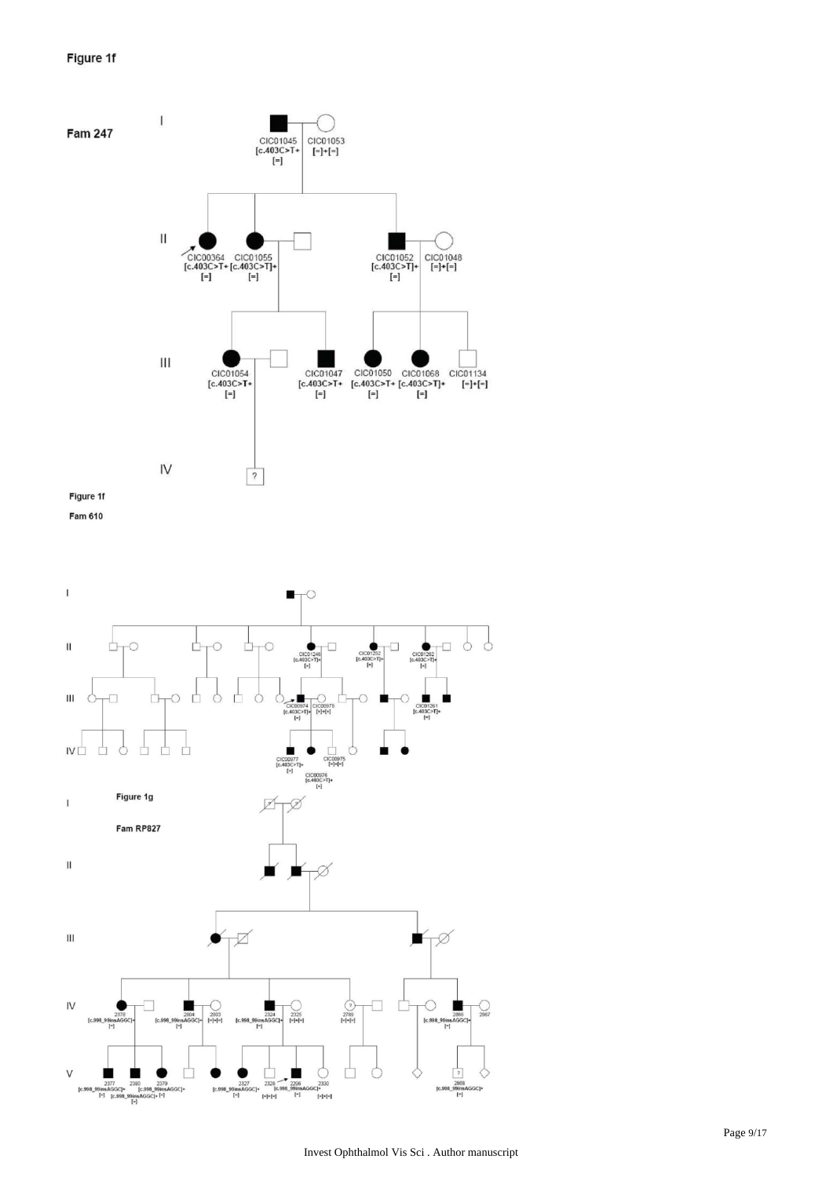Figure 1f

Fam 247

Figure 1f

Fam 610

Figure 1g

Fam RP827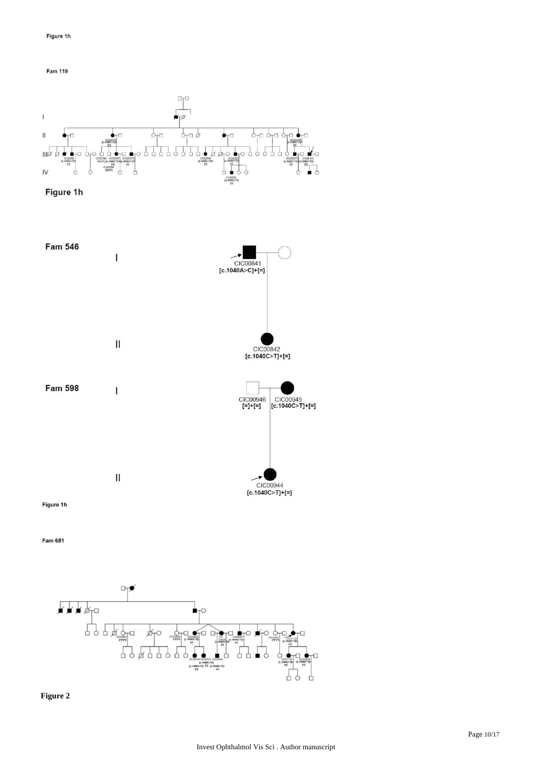Figure 1h

Fam 119

Figure 1h

Fam 546

I

CIC00841
[c.1040A>C]+[=]

II

CIC00842
[c.1040C>T]+[=]

Fam 598

I

CIC00946
[=]+[=]

CIC00945
[c.1040C>T]+[=]

II

CIC00944
[c.1040C>T]+[=]

Figure 1h

Fam 681

Figure 2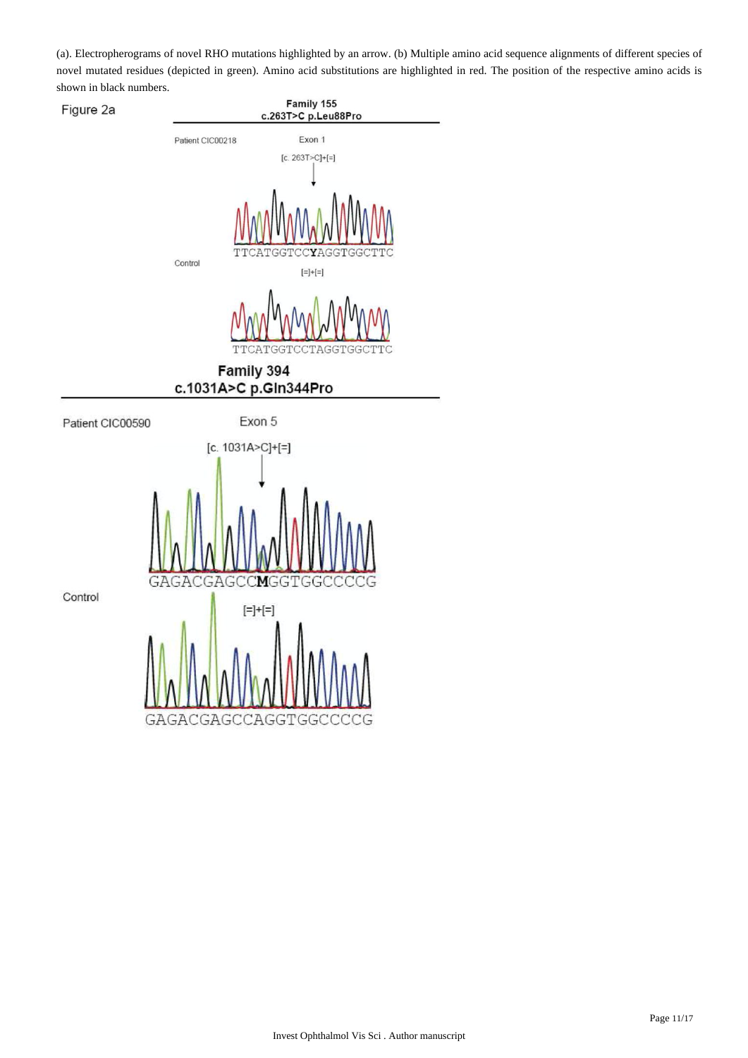(a). Electropherograms of novel RHO mutations highlighted by an arrow. (b) Multiple amino acid sequence alignments of different species of novel mutated residues (depicted in green). Amino acid substitutions are highlighted in red. The position of the respective amino acids is shown in black numbers.

Figure 2a

**Family 155**
**c.263T>C p.Leu88Pro**

Patient CIC00218 — Exon 1

[c. 263T>C]+[=]

TTCATGGTCC**Y**AGGTGGCTTC

Control

[=]+[=]

TTCATGGTCCTAGGTGGCTTC

**Family 394**
**c.1031A>C p.Gln344Pro**

Patient CIC00590 — Exon 5

[c. 1031A>C]+[=]

GAGACGAGCC**M**GGTGGCCCCG

Control

[=]+[=]

GAGACGAGCCAGGTGGCCCCG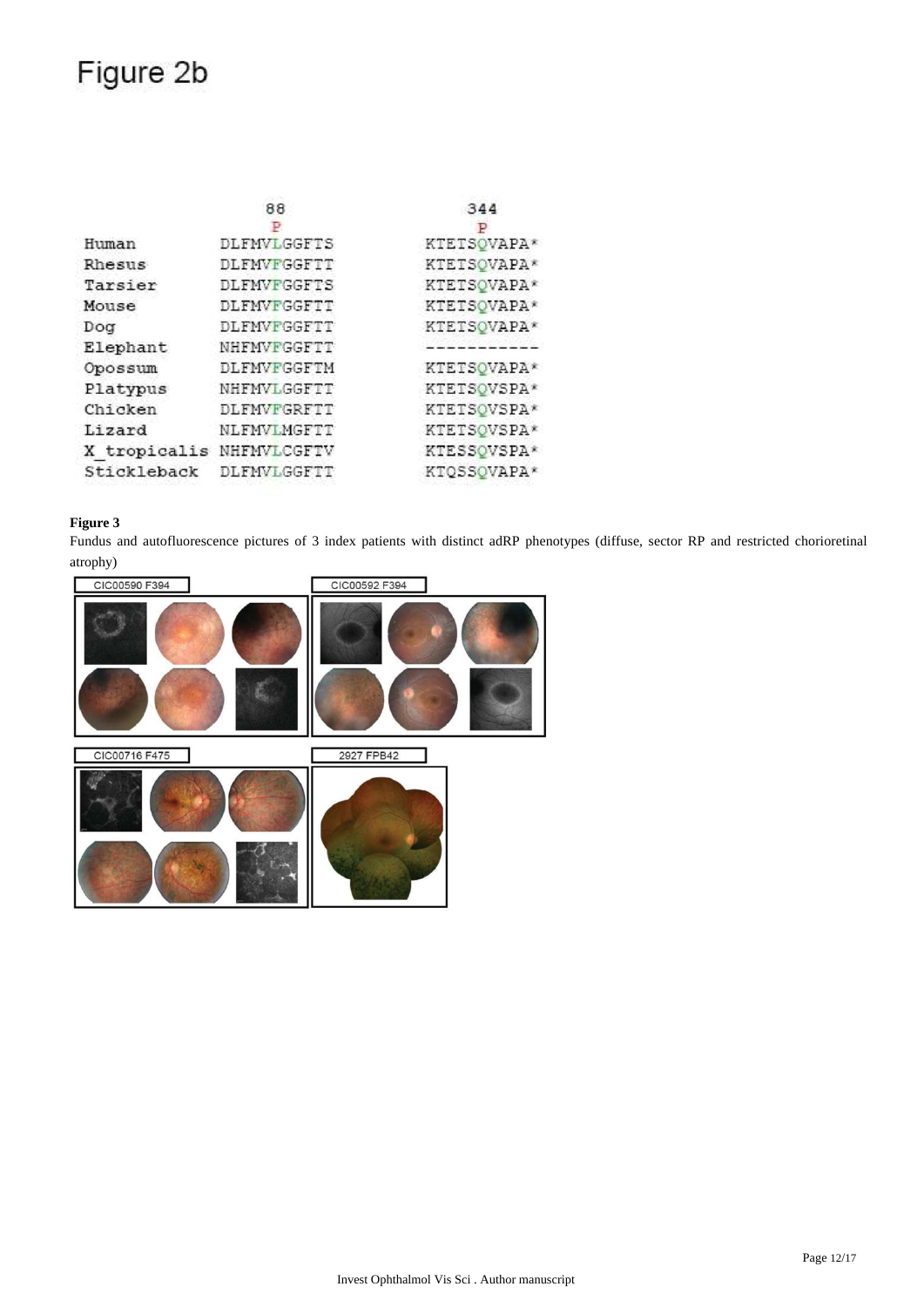# Figure 2b

| | 88 | 344 |
|---|---|---|
| | P | P |
| Human | DLFMVLGGFTS | KTETSQVAPA* |
| Rhesus | DLFMVFGGFTT | KTETSQVAPA* |
| Tarsier | DLFMVFGGFTS | KTETSQVAPA* |
| Mouse | DLFMVFGGFTT | KTETSQVAPA* |
| Dog | DLFMVFGGFTT | KTETSQVAPA* |
| Elephant | NHFMVFGGFTT | ----------- |
| Opossum | DLFMVFGGFTM | KTETSQVAPA* |
| Platypus | NHFMVLGGFTT | KTETSQVSPA* |
| Chicken | DLFMVFGRFTT | KTETSQVSPA* |
| Lizard | NLFMVLMGFTT | KTETSQVSPA* |
| X_tropicalis | NHFMVLCGFTV | KTESSQVSPA* |
| Stickleback | DLFMVLGGFTT | KTQSSQVAPA* |

**Figure 3**

Fundus and autofluorescence pictures of 3 index patients with distinct adRP phenotypes (diffuse, sector RP and restricted chorioretinal atrophy)

CIC00590 F394

CIC00592 F394

CIC00716 F475

2927 FPB42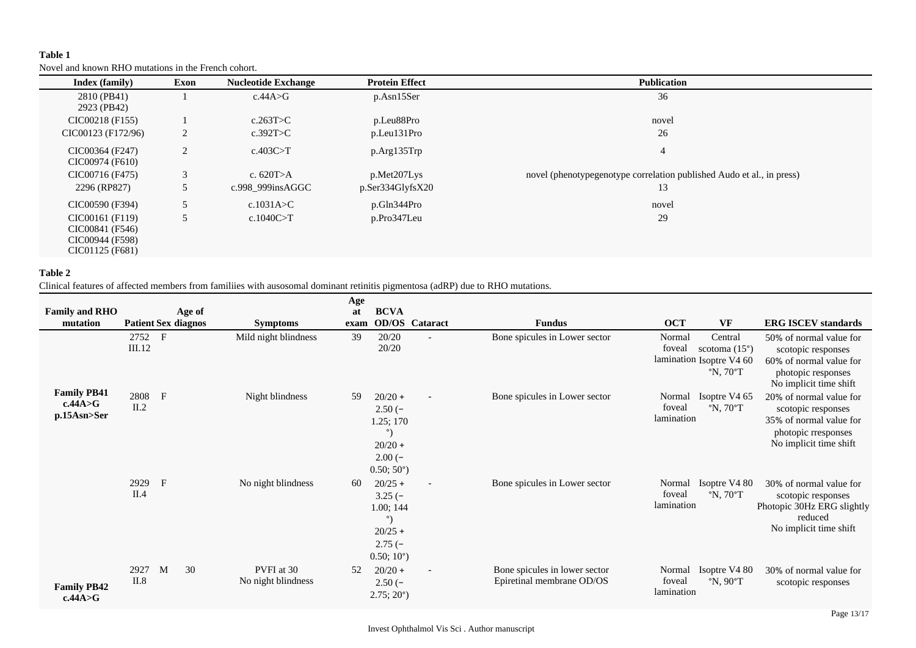**Table 1**

Novel and known RHO mutations in the French cohort.

| Index (family) | Exon | Nucleotide Exchange | Protein Effect | Publication |
|---|---|---|---|---|
| 2810 (PB41)<br>2923 (PB42) | 1 | c.44A>G | p.Asn15Ser | 36 |
| CIC00218 (F155) | 1 | c.263T>C | p.Leu88Pro | novel |
| CIC00123 (F172/96) | 2 | c.392T>C | p.Leu131Pro | 26 |
| CIC00364 (F247)<br>CIC00974 (F610) | 2 | c.403C>T | p.Arg135Trp | 4 |
| CIC00716 (F475) | 3 | c. 620T>A | p.Met207Lys | novel (phenotypegenotype correlation published Audo et al., in press) |
| 2296 (RP827) | 5 | c.998_999insAGGC | p.Ser334GlyfsX20 | 13 |
| CIC00590 (F394) | 5 | c.1031A>C | p.Gln344Pro | novel |
| CIC00161 (F119)<br>CIC00841 (F546)<br>CIC00944 (F598)<br>CIC01125 (F681) | 5 | c.1040C>T | p.Pro347Leu | 29 |

**Table 2**

Clinical features of affected members from familiies with ausosomal dominant retinitis pigmentosa (adRP) due to RHO mutations.

| Family and RHO mutation | Patient | Sex | Age of diagnos | Symptoms | Age at exam | BCVA OD/OS | Cataract | Fundus | OCT | VF | ERG ISCEV standards |
|---|---|---|---|---|---|---|---|---|---|---|---|
| **Family PB41 c.44A>G p.15Asn>Ser** | 2752 III.12 | F | | Mild night blindness | 39 | 20/20<br>20/20 | - | Bone spicules in Lower sector | Normal foveal lamination | Central scotoma (15°) Isoptre V4 60 °N, 70°T | 50% of normal value for scotopic responses<br>60% of normal value for photopic responses<br>No implicit time shift |
| | 2808 II.2 | F | | Night blindness | 59 | 20/20 + 2.50 (− 1.25; 170 °)<br>20/20 + 2.00 (− 0.50; 50°) | - | Bone spicules in Lower sector | Normal foveal lamination | Isoptre V4 65 °N, 70°T | 20% of normal value for scotopic responses<br>35% of normal value for photopic rresponses<br>No implicit time shift |
| | 2929 II.4 | F | | No night blindness | 60 | 20/25 + 3.25 (− 1.00; 144 °)<br>20/25 + 2.75 (− 0.50; 10°) | - | Bone spicules in Lower sector | Normal foveal lamination | Isoptre V4 80 °N, 70°T | 30% of normal value for scotopic responses<br>Photopic 30Hz ERG slightly reduced<br>No implicit time shift |
| **Family PB42 c.44A>G** | 2927 II.8 | M | 30 | PVFI at 30<br>No night blindness | 52 | 20/20 + 2.50 (− 2.75; 20°) | - | Bone spicules in lower sector<br>Epiretinal membrane OD/OS | Normal foveal lamination | Isoptre V4 80 °N, 90°T | 30% of normal value for scotopic responses |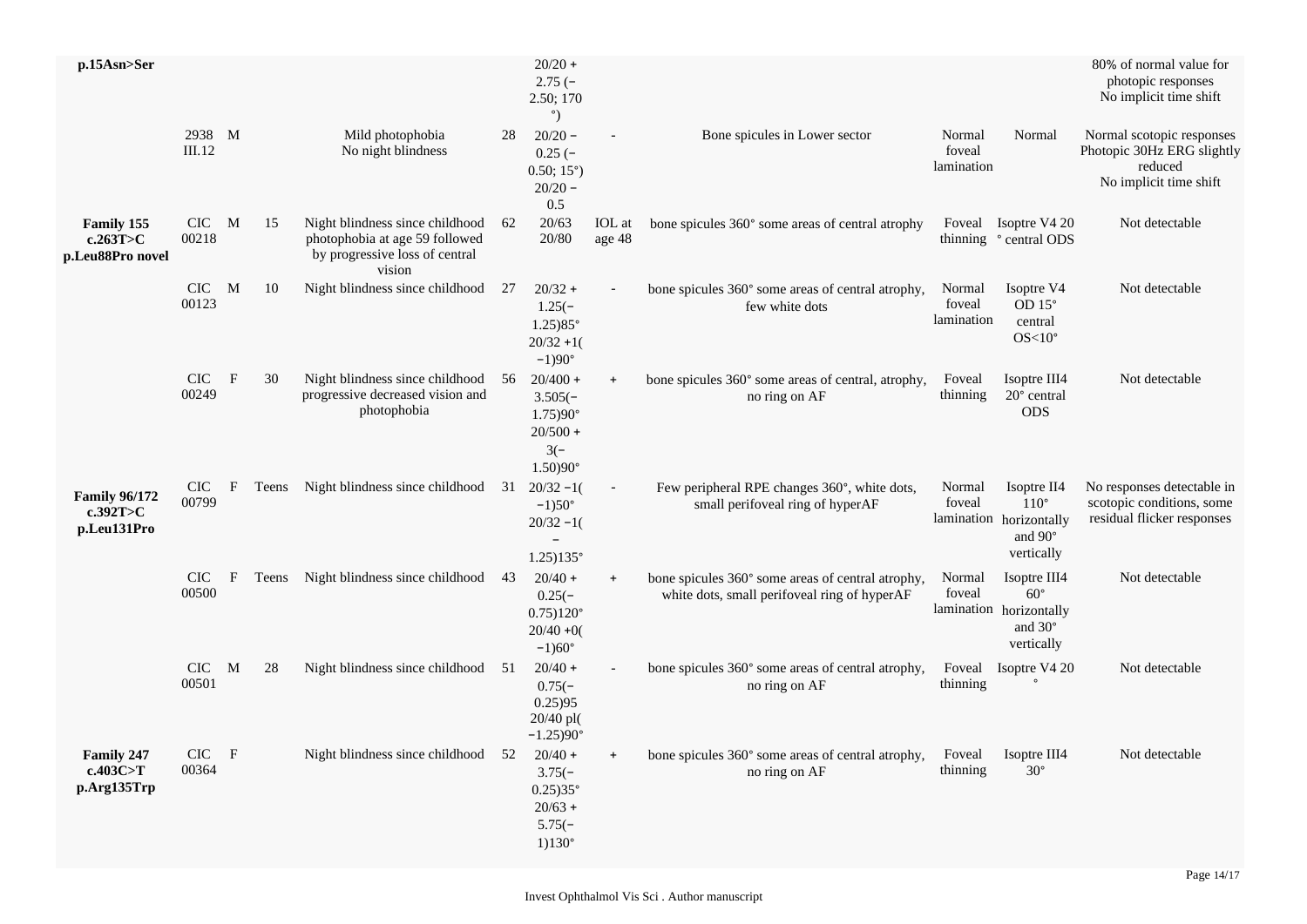| | | | | | | | | | | | |
|---|---|---|---|---|---|---|---|---|---|---|---|
| **p.15Asn>Ser** | | | | | | 20/20 + 2.75 (−2.50; 170 °) | | | | | 80% of normal value for photopic responses No implicit time shift |
| | 2938 III.12 | M | | Mild photophobia No night blindness | 28 | 20/20 − 0.25 (−0.50; 15°) 20/20 − 0.5 | - | Bone spicules in Lower sector | Normal foveal lamination | Normal | Normal scotopic responses Photopic 30Hz ERG slightly reduced No implicit time shift |
| **Family 155 c.263T>C p.Leu88Pro novel** | CIC 00218 | M | 15 | Night blindness since childhood photophobia at age 59 followed by progressive loss of central vision | 62 | 20/63 20/80 | IOL at age 48 | bone spicules 360° some areas of central atrophy | Foveal thinning | Isoptre V4 20 ° central ODS | Not detectable |
| | CIC 00123 | M | 10 | Night blindness since childhood | 27 | 20/32 + 1.25(−1.25)85° 20/32 +1(−1)90° | - | bone spicules 360° some areas of central atrophy, few white dots | Normal foveal lamination | Isoptre V4 OD 15° central OS<10° | Not detectable |
| | CIC 00249 | F | 30 | Night blindness since childhood progressive decreased vision and photophobia | 56 | 20/400 + 3.505(−1.75)90° 20/500 + 3(−1.50)90° | + | bone spicules 360° some areas of central, atrophy, no ring on AF | Foveal thinning | Isoptre III4 20° central ODS | Not detectable |
| **Family 96/172 c.392T>C p.Leu131Pro** | CIC 00799 | F | Teens | Night blindness since childhood | 31 | 20/32 −1(−1)50° 20/32 −1(−1.25)135° | - | Few peripheral RPE changes 360°, white dots, small perifoveal ring of hyperAF | Normal foveal lamination | Isoptre II4 110° horizontally and 90° vertically | No responses detectable in scotopic conditions, some residual flicker responses |
| | CIC 00500 | F | Teens | Night blindness since childhood | 43 | 20/40 + 0.25(−0.75)120° 20/40 +0(−1)60° | + | bone spicules 360° some areas of central atrophy, white dots, small perifoveal ring of hyperAF | Normal foveal lamination | Isoptre III4 60° horizontally and 30° vertically | Not detectable |
| | CIC 00501 | M | 28 | Night blindness since childhood | 51 | 20/40 + 0.75(−0.25)95 20/40 pl(−1.25)90° | - | bone spicules 360° some areas of central atrophy, no ring on AF | Foveal thinning | Isoptre V4 20 ° | Not detectable |
| **Family 247 c.403C>T p.Arg135Trp** | CIC 00364 | F | | Night blindness since childhood | 52 | 20/40 + 3.75(−0.25)35° 20/63 + 5.75(−1)130° | + | bone spicules 360° some areas of central atrophy, no ring on AF | Foveal thinning | Isoptre III4 30° | Not detectable |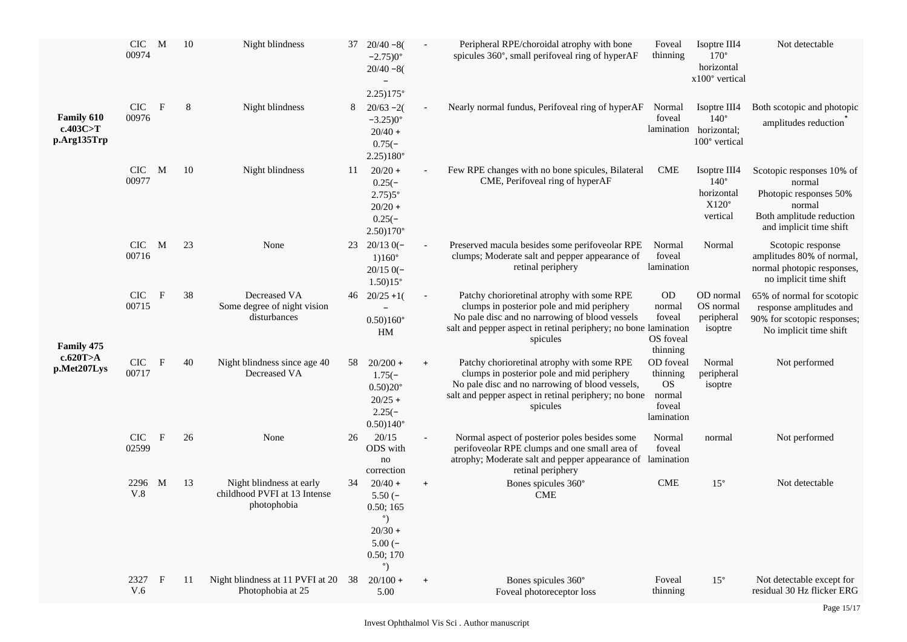| | | | | | | | | | | |
|---|---|---|---|---|---|---|---|---|---|---|
| | CIC 00974 | M | 10 | Night blindness | 37 | 20/40 −8(−2.75)0° 20/40 −8(−2.25)175° | - | Peripheral RPE/choroidal atrophy with bone spicules 360°, small perifoveal ring of hyperAF | Foveal thinning | Isoptre III4 170° horizontal x100° vertical | Not detectable |
| **Family 610 c.403C>T p.Arg135Trp** | CIC 00976 | F | 8 | Night blindness | 8 | 20/63 −2(−3.25)0° 20/40 + 0.75(−2.25)180° | - | Nearly normal fundus, Perifoveal ring of hyperAF | Normal foveal lamination | Isoptre III4 140° horizontal; 100° vertical | Both scotopic and photopic amplitudes reduction* |
| | CIC 00977 | M | 10 | Night blindness | 11 | 20/20 + 0.25(−2.75)5° 20/20 + 0.25(−2.50)170° | - | Few RPE changes with no bone spicules, Bilateral CME, Perifoveal ring of hyperAF | CME | Isoptre III4 140° horizontal X120° vertical | Scotopic responses 10% of normal Photopic responses 50% normal Both amplitude reduction and implicit time shift |
| | CIC 00716 | M | 23 | None | 23 | 20/13 0(−1)160° 20/15 0(−1.50)15° | - | Preserved macula besides some perifoveolar RPE clumps; Moderate salt and pepper appearance of retinal periphery | Normal foveal lamination | Normal | Scotopic response amplitudes 80% of normal, normal photopic responses, no implicit time shift |
| | CIC 00715 | F | 38 | Decreased VA Some degree of night vision disturbances | 46 | 20/25 +1(−0.50)160° HM | - | Patchy chorioretinal atrophy with some RPE clumps in posterior pole and mid periphery No pale disc and no narrowing of blood vessels salt and pepper aspect in retinal periphery; no bone spicules | OD normal foveal lamination OS foveal thinning | OD normal OS normal peripheral isoptre | 65% of normal for scotopic response amplitudes and 90% for scotopic responses; No implicit time shift |
| **Family 475 c.620T>A p.Met207Lys** | CIC 00717 | F | 40 | Night blindness since age 40 Decreased VA | 58 | 20/200 + 1.75(−0.50)20° 20/25 + 2.25(−0.50)140° | + | Patchy chorioretinal atrophy with some RPE clumps in posterior pole and mid periphery No pale disc and no narrowing of blood vessels, salt and pepper aspect in retinal periphery; no bone spicules | OD foveal thinning OS normal foveal lamination | Normal peripheral isoptre | Not performed |
| | CIC 02599 | F | 26 | None | 26 | 20/15 ODS with no correction | - | Normal aspect of posterior poles besides some perifoveolar RPE clumps and one small area of atrophy; Moderate salt and pepper appearance of retinal periphery | Normal foveal lamination | normal | Not performed |
| | 2296 V.8 | M | 13 | Night blindness at early childhood PVFI at 13 Intense photophobia | 34 | 20/40 + 5.50 (−0.50; 165 °) 20/30 + 5.00 (−0.50; 170 °) | + | Bones spicules 360° CME | CME | 15° | Not detectable |
| | 2327 V.6 | F | 11 | Night blindness at 11 PVFI at 20 Photophobia at 25 | 38 | 20/100 + 5.00 | + | Bones spicules 360° Foveal photoreceptor loss | Foveal thinning | 15° | Not detectable except for residual 30 Hz flicker ERG |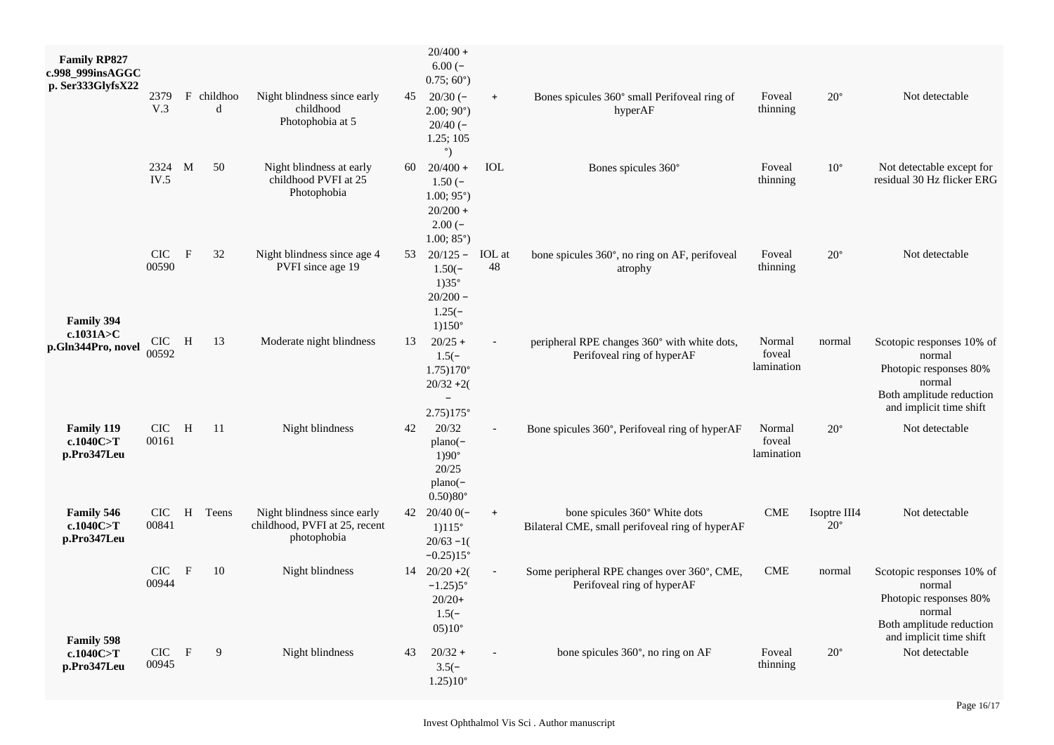| Family | Patient | Sex | Age at onset | Symptoms | Age at exam | BCVA (refraction) | Cataract | Fundus / AF | OCT | Visual field | ERG |
|---|---|---|---|---|---|---|---|---|---|---|---|
| **Family RP827 c.998_999insAGGC p. Ser333GlyfsX22** | 2379 V.3 | F | childhood | Night blindness since early childhood Photophobia at 5 | 45 | 20/400 + 6.00 (−0.75; 60°) 20/30 (−2.00; 90°) | + | Bones spicules 360° small Perifoveal ring of hyperAF | Foveal thinning | 20° | Not detectable |
| | 2324 IV.5 | M | 50 | Night blindness at early childhood PVFI at 25 Photophobia | 60 | 20/40 (−1.25; 105°) 20/400 + 1.50 (−1.00; 95°) | IOL | Bones spicules 360° | Foveal thinning | 10° | Not detectable except for residual 30 Hz flicker ERG |
| | CIC 00590 | F | 32 | Night blindness since age 4 PVFI since age 19 | 53 | 20/200 + 2.00 (−1.00; 85°) 20/125 − 1.50(−1)35° | IOL at 48 | bone spicules 360°, no ring on AF, perifoveal atrophy | Foveal thinning | 20° | Not detectable |
| **Family 394 c.1031A>C p.Gln344Pro, novel** | CIC 00592 | H | 13 | Moderate night blindness | 13 | 20/200 − 1.25(−1)150° 20/25 + 1.5(−1.75)170° 20/32 +2(−2.75)175° | - | peripheral RPE changes 360° with white dots, Perifoveal ring of hyperAF | Normal foveal lamination | normal | Scotopic responses 10% of normal Photopic responses 80% normal Both amplitude reduction and implicit time shift |
| **Family 119 c.1040C>T p.Pro347Leu** | CIC 00161 | H | 11 | Night blindness | 42 | 20/32 plano(−1)90° 20/25 plano(−0.50)80° | - | Bone spicules 360°, Perifoveal ring of hyperAF | Normal foveal lamination | 20° | Not detectable |
| **Family 546 c.1040C>T p.Pro347Leu** | CIC 00841 | H | Teens | Night blindness since early childhood, PVFI at 25, recent photophobia | 42 | 20/40 0(−1)115° 20/63 −1(−0.25)15° | + | bone spicules 360° White dots Bilateral CME, small perifoveal ring of hyperAF | CME | Isoptre III4 20° | Not detectable |
| | CIC 00944 | F | 10 | Night blindness | 14 | 20/20 +2(−1.25)5° 20/20+ 1.5(−05)10° | - | Some peripheral RPE changes over 360°, CME, Perifoveal ring of hyperAF | CME | normal | Scotopic responses 10% of normal Photopic responses 80% normal Both amplitude reduction and implicit time shift |
| **Family 598 c.1040C>T p.Pro347Leu** | CIC 00945 | F | 9 | Night blindness | 43 | 20/32 + 3.5(−1.25)10° | - | bone spicules 360°, no ring on AF | Foveal thinning | 20° | Not detectable |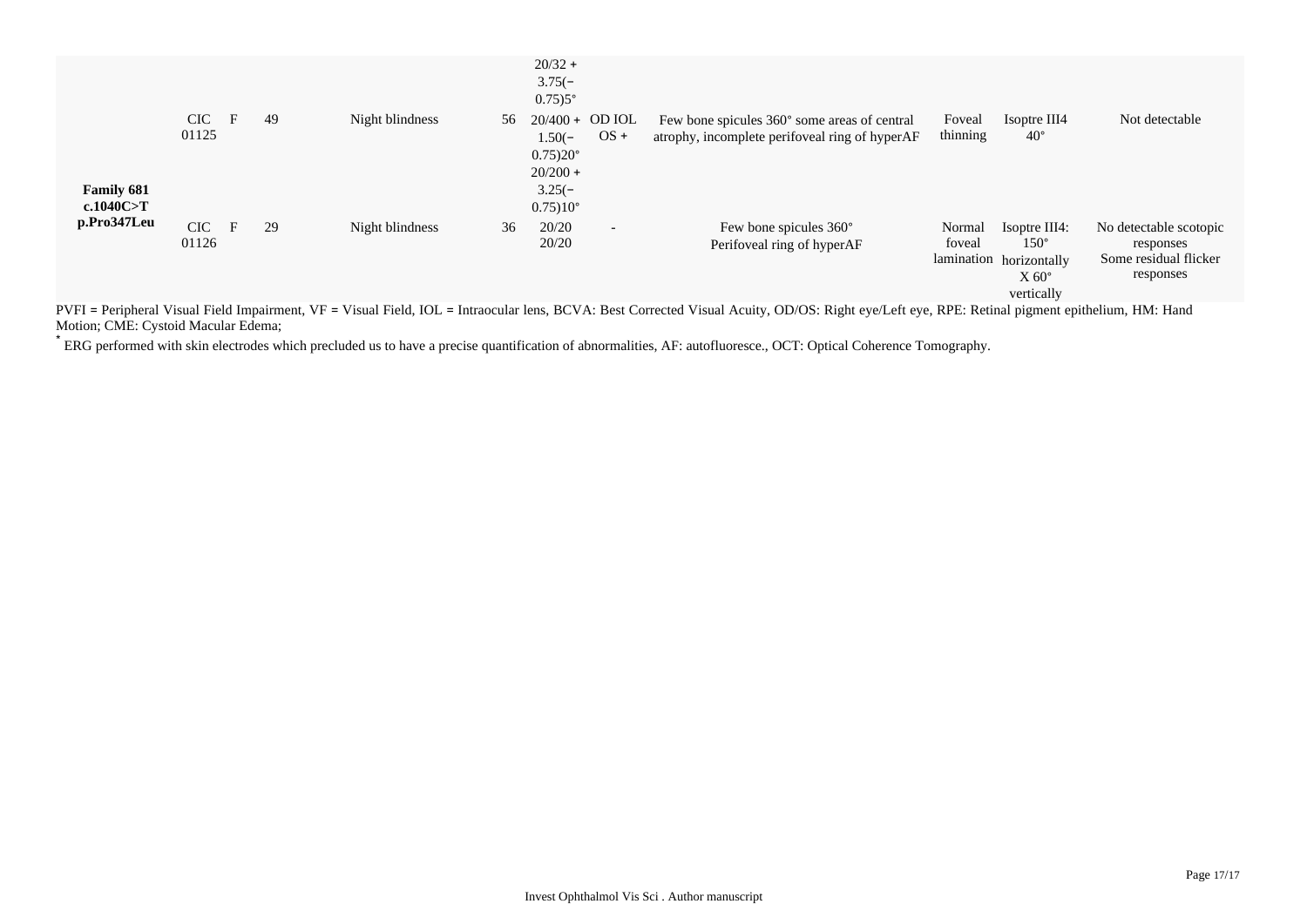| | | | | | | | | | | | |
|---|---|---|---|---|---|---|---|---|---|---|---|
| | | | | | | 20/32 + 3.75(− 0.75)5° | | | | | |
| | CIC 01125 | F | 49 | Night blindness | 56 | 20/400 + 1.50(− 0.75)20° 20/200 + 3.25(− 0.75)10° | OD IOL OS + | Few bone spicules 360° some areas of central atrophy, incomplete perifoveal ring of hyperAF | Foveal thinning | Isoptre III4 40° | Not detectable |
| **Family 681 c.1040C>T p.Pro347Leu** | CIC 01126 | F | 29 | Night blindness | 36 | 20/20 20/20 | - | Few bone spicules 360° Perifoveal ring of hyperAF | Normal foveal lamination | Isoptre III4: 150° horizontally X 60° vertically | No detectable scotopic responses Some residual flicker responses |

PVFI = Peripheral Visual Field Impairment, VF = Visual Field, IOL = Intraocular lens, BCVA: Best Corrected Visual Acuity, OD/OS: Right eye/Left eye, RPE: Retinal pigment epithelium, HM: Hand Motion; CME: Cystoid Macular Edema;

[*] ERG performed with skin electrodes which precluded us to have a precise quantification of abnormalities, AF: autofluoresce., OCT: Optical Coherence Tomography.